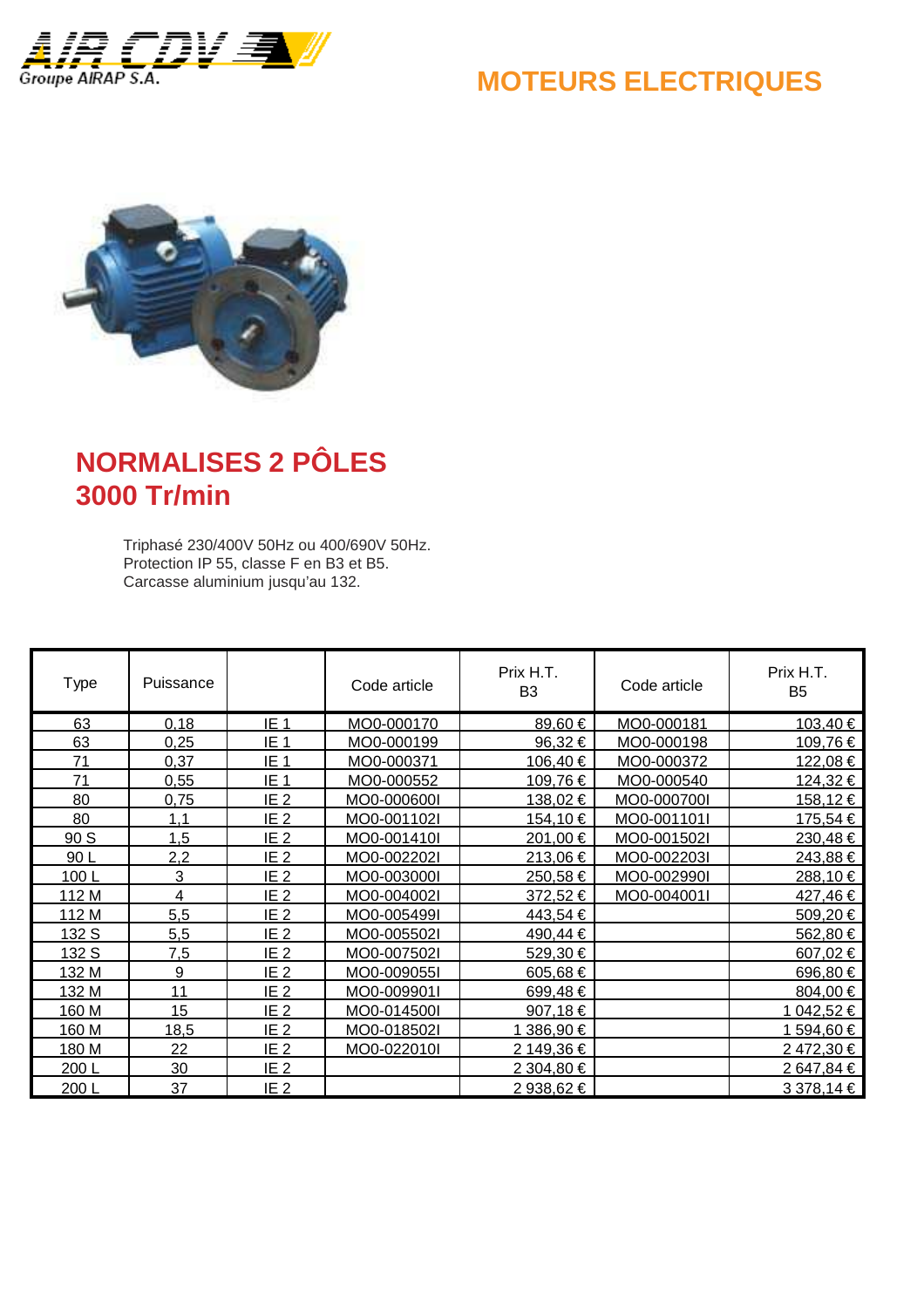# MOTEURS ELECTRIQUES

Groupe AIRAP S.A.

## NORMALISES 2 PÔLES
## 3000 Tr/min

Triphasé 230/400V 50Hz ou 400/690V 50Hz.
Protection IP 55, classe F en B3 et B5.
Carcasse aluminium jusqu'au 132.

| Type | Puissance | | Code article | Prix H.T. B3 | Code article | Prix H.T. B5 |
|---|---|---|---|---|---|---|
| 63 | 0,18 | IE 1 | MO0-000170 | 89,60 € | MO0-000181 | 103,40 € |
| 63 | 0,25 | IE 1 | MO0-000199 | 96,32 € | MO0-000198 | 109,76 € |
| 71 | 0,37 | IE 1 | MO0-000371 | 106,40 € | MO0-000372 | 122,08 € |
| 71 | 0,55 | IE 1 | MO0-000552 | 109,76 € | MO0-000540 | 124,32 € |
| 80 | 0,75 | IE 2 | MO0-000600I | 138,02 € | MO0-000700I | 158,12 € |
| 80 | 1,1 | IE 2 | MO0-001102I | 154,10 € | MO0-001101I | 175,54 € |
| 90 S | 1,5 | IE 2 | MO0-001410I | 201,00 € | MO0-001502I | 230,48 € |
| 90 L | 2,2 | IE 2 | MO0-002202I | 213,06 € | MO0-002203I | 243,88 € |
| 100 L | 3 | IE 2 | MO0-003000I | 250,58 € | MO0-002990I | 288,10 € |
| 112 M | 4 | IE 2 | MO0-004002I | 372,52 € | MO0-004001I | 427,46 € |
| 112 M | 5,5 | IE 2 | MO0-005499I | 443,54 € | | 509,20 € |
| 132 S | 5,5 | IE 2 | MO0-005502I | 490,44 € | | 562,80 € |
| 132 S | 7,5 | IE 2 | MO0-007502I | 529,30 € | | 607,02 € |
| 132 M | 9 | IE 2 | MO0-009055I | 605,68 € | | 696,80 € |
| 132 M | 11 | IE 2 | MO0-009901I | 699,48 € | | 804,00 € |
| 160 M | 15 | IE 2 | MO0-014500I | 907,18 € | | 1 042,52 € |
| 160 M | 18,5 | IE 2 | MO0-018502I | 1 386,90 € | | 1 594,60 € |
| 180 M | 22 | IE 2 | MO0-022010I | 2 149,36 € | | 2 472,30 € |
| 200 L | 30 | IE 2 | | 2 304,80 € | | 2 647,84 € |
| 200 L | 37 | IE 2 | | 2 938,62 € | | 3 378,14 € |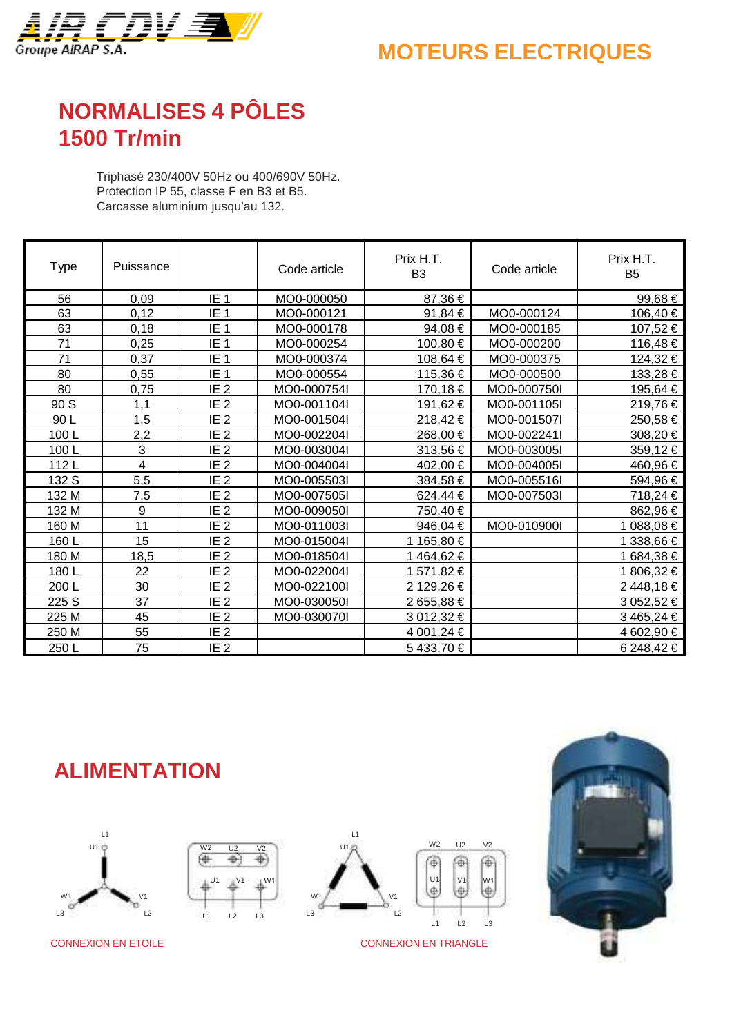# MOTEURS ELECTRIQUES

## NORMALISES 4 PÔLES
## 1500 Tr/min

Triphasé 230/400V 50Hz ou 400/690V 50Hz.
Protection IP 55, classe F en B3 et B5.
Carcasse aluminium jusqu'au 132.

| Type | Puissance | | Code article | Prix H.T. B3 | Code article | Prix H.T. B5 |
|---|---|---|---|---|---|---|
| 56 | 0,09 | IE 1 | MO0-000050 | 87,36 € | | 99,68 € |
| 63 | 0,12 | IE 1 | MO0-000121 | 91,84 € | MO0-000124 | 106,40 € |
| 63 | 0,18 | IE 1 | MO0-000178 | 94,08 € | MO0-000185 | 107,52 € |
| 71 | 0,25 | IE 1 | MO0-000254 | 100,80 € | MO0-000200 | 116,48 € |
| 71 | 0,37 | IE 1 | MO0-000374 | 108,64 € | MO0-000375 | 124,32 € |
| 80 | 0,55 | IE 1 | MO0-000554 | 115,36 € | MO0-000500 | 133,28 € |
| 80 | 0,75 | IE 2 | MO0-000754I | 170,18 € | MO0-000750I | 195,64 € |
| 90 S | 1,1 | IE 2 | MO0-001104I | 191,62 € | MO0-001105I | 219,76 € |
| 90 L | 1,5 | IE 2 | MO0-001504I | 218,42 € | MO0-001507I | 250,58 € |
| 100 L | 2,2 | IE 2 | MO0-002204I | 268,00 € | MO0-002241I | 308,20 € |
| 100 L | 3 | IE 2 | MO0-003004I | 313,56 € | MO0-003005I | 359,12 € |
| 112 L | 4 | IE 2 | MO0-004004I | 402,00 € | MO0-004005I | 460,96 € |
| 132 S | 5,5 | IE 2 | MO0-005503I | 384,58 € | MO0-005516I | 594,96 € |
| 132 M | 7,5 | IE 2 | MO0-007505I | 624,44 € | MO0-007503I | 718,24 € |
| 132 M | 9 | IE 2 | MO0-009050I | 750,40 € | | 862,96 € |
| 160 M | 11 | IE 2 | MO0-011003I | 946,04 € | MO0-010900I | 1 088,08 € |
| 160 L | 15 | IE 2 | MO0-015004I | 1 165,80 € | | 1 338,66 € |
| 180 M | 18,5 | IE 2 | MO0-018504I | 1 464,62 € | | 1 684,38 € |
| 180 L | 22 | IE 2 | MO0-022004I | 1 571,82 € | | 1 806,32 € |
| 200 L | 30 | IE 2 | MO0-022100I | 2 129,26 € | | 2 448,18 € |
| 225 S | 37 | IE 2 | MO0-030050I | 2 655,88 € | | 3 052,52 € |
| 225 M | 45 | IE 2 | MO0-030070I | 3 012,32 € | | 3 465,24 € |
| 250 M | 55 | IE 2 | | 4 001,24 € | | 4 602,90 € |
| 250 L | 75 | IE 2 | | 5 433,70 € | | 6 248,42 € |

## ALIMENTATION

CONNEXION EN ETOILE

CONNEXION EN TRIANGLE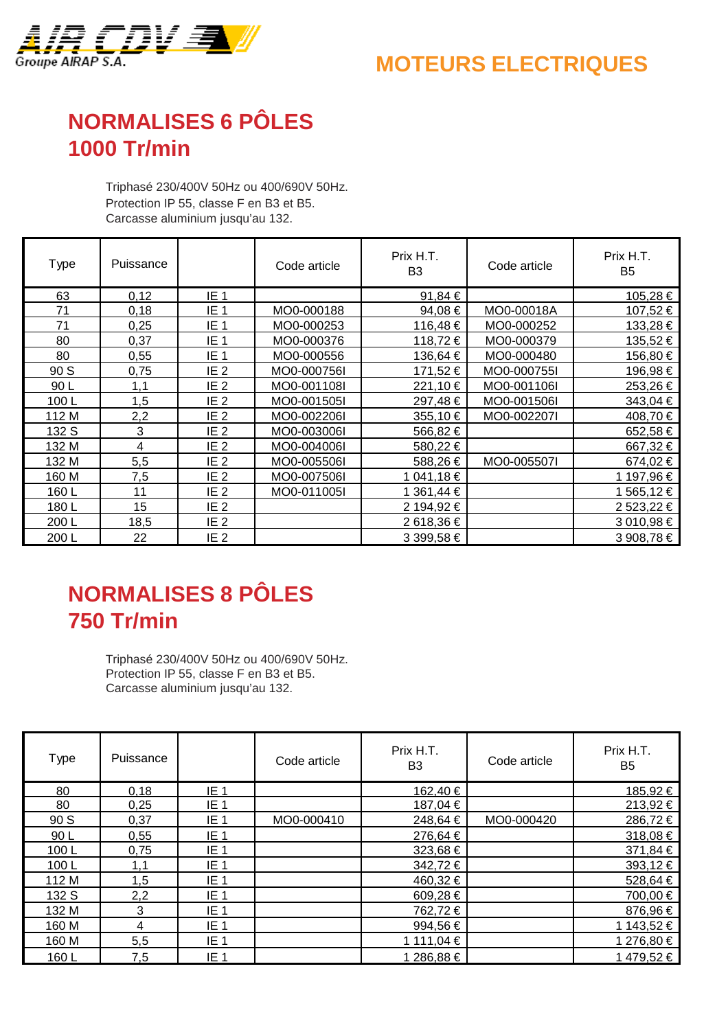Groupe AIRAP S.A.

# MOTEURS ELECTRIQUES

## NORMALISES 6 PÔLES
## 1000 Tr/min

Triphasé 230/400V 50Hz ou 400/690V 50Hz.
Protection IP 55, classe F en B3 et B5.
Carcasse aluminium jusqu'au 132.

| Type | Puissance | | Code article | Prix H.T. B3 | Code article | Prix H.T. B5 |
|---|---|---|---|---|---|---|
| 63 | 0,12 | IE 1 | | 91,84 € | | 105,28 € |
| 71 | 0,18 | IE 1 | MO0-000188 | 94,08 € | MO0-00018A | 107,52 € |
| 71 | 0,25 | IE 1 | MO0-000253 | 116,48 € | MO0-000252 | 133,28 € |
| 80 | 0,37 | IE 1 | MO0-000376 | 118,72 € | MO0-000379 | 135,52 € |
| 80 | 0,55 | IE 1 | MO0-000556 | 136,64 € | MO0-000480 | 156,80 € |
| 90 S | 0,75 | IE 2 | MO0-000756I | 171,52 € | MO0-000755I | 196,98 € |
| 90 L | 1,1 | IE 2 | MO0-001108I | 221,10 € | MO0-001106I | 253,26 € |
| 100 L | 1,5 | IE 2 | MO0-001505I | 297,48 € | MO0-001506I | 343,04 € |
| 112 M | 2,2 | IE 2 | MO0-002206I | 355,10 € | MO0-002207I | 408,70 € |
| 132 S | 3 | IE 2 | MO0-003006I | 566,82 € | | 652,58 € |
| 132 M | 4 | IE 2 | MO0-004006I | 580,22 € | | 667,32 € |
| 132 M | 5,5 | IE 2 | MO0-005506I | 588,26 € | MO0-005507I | 674,02 € |
| 160 M | 7,5 | IE 2 | MO0-007506I | 1 041,18 € | | 1 197,96 € |
| 160 L | 11 | IE 2 | MO0-011005I | 1 361,44 € | | 1 565,12 € |
| 180 L | 15 | IE 2 | | 2 194,92 € | | 2 523,22 € |
| 200 L | 18,5 | IE 2 | | 2 618,36 € | | 3 010,98 € |
| 200 L | 22 | IE 2 | | 3 399,58 € | | 3 908,78 € |

## NORMALISES 8 PÔLES
## 750 Tr/min

Triphasé 230/400V 50Hz ou 400/690V 50Hz.
Protection IP 55, classe F en B3 et B5.
Carcasse aluminium jusqu'au 132.

| Type | Puissance | | Code article | Prix H.T. B3 | Code article | Prix H.T. B5 |
|---|---|---|---|---|---|---|
| 80 | 0,18 | IE 1 | | 162,40 € | | 185,92 € |
| 80 | 0,25 | IE 1 | | 187,04 € | | 213,92 € |
| 90 S | 0,37 | IE 1 | MO0-000410 | 248,64 € | MO0-000420 | 286,72 € |
| 90 L | 0,55 | IE 1 | | 276,64 € | | 318,08 € |
| 100 L | 0,75 | IE 1 | | 323,68 € | | 371,84 € |
| 100 L | 1,1 | IE 1 | | 342,72 € | | 393,12 € |
| 112 M | 1,5 | IE 1 | | 460,32 € | | 528,64 € |
| 132 S | 2,2 | IE 1 | | 609,28 € | | 700,00 € |
| 132 M | 3 | IE 1 | | 762,72 € | | 876,96 € |
| 160 M | 4 | IE 1 | | 994,56 € | | 1 143,52 € |
| 160 M | 5,5 | IE 1 | | 1 111,04 € | | 1 276,80 € |
| 160 L | 7,5 | IE 1 | | 1 286,88 € | | 1 479,52 € |